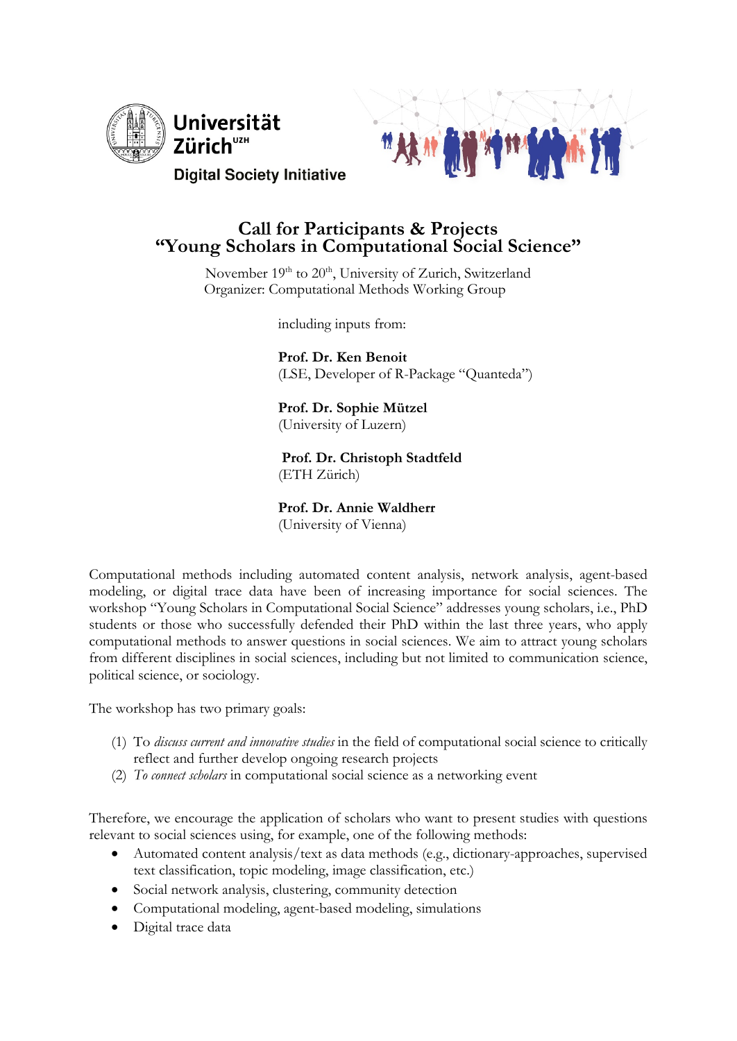Universität Zürich[UZH]

Digital Society Initiative

# Call for Participants & Projects
# "Young Scholars in Computational Social Science"

November 19th to 20th, University of Zurich, Switzerland
Organizer: Computational Methods Working Group

including inputs from:

**Prof. Dr. Ken Benoit**
(LSE, Developer of R-Package "Quanteda")

**Prof. Dr. Sophie Mützel**
(University of Luzern)

**Prof. Dr. Christoph Stadtfeld**
(ETH Zürich)

**Prof. Dr. Annie Waldherr**
(University of Vienna)

Computational methods including automated content analysis, network analysis, agent-based modeling, or digital trace data have been of increasing importance for social sciences. The workshop "Young Scholars in Computational Social Science" addresses young scholars, i.e., PhD students or those who successfully defended their PhD within the last three years, who apply computational methods to answer questions in social sciences. We aim to attract young scholars from different disciplines in social sciences, including but not limited to communication science, political science, or sociology.

The workshop has two primary goals:

(1) To *discuss current and innovative studies* in the field of computational social science to critically reflect and further develop ongoing research projects
(2) *To connect scholars* in computational social science as a networking event

Therefore, we encourage the application of scholars who want to present studies with questions relevant to social sciences using, for example, one of the following methods:

- Automated content analysis/text as data methods (e.g., dictionary-approaches, supervised text classification, topic modeling, image classification, etc.)
- Social network analysis, clustering, community detection
- Computational modeling, agent-based modeling, simulations
- Digital trace data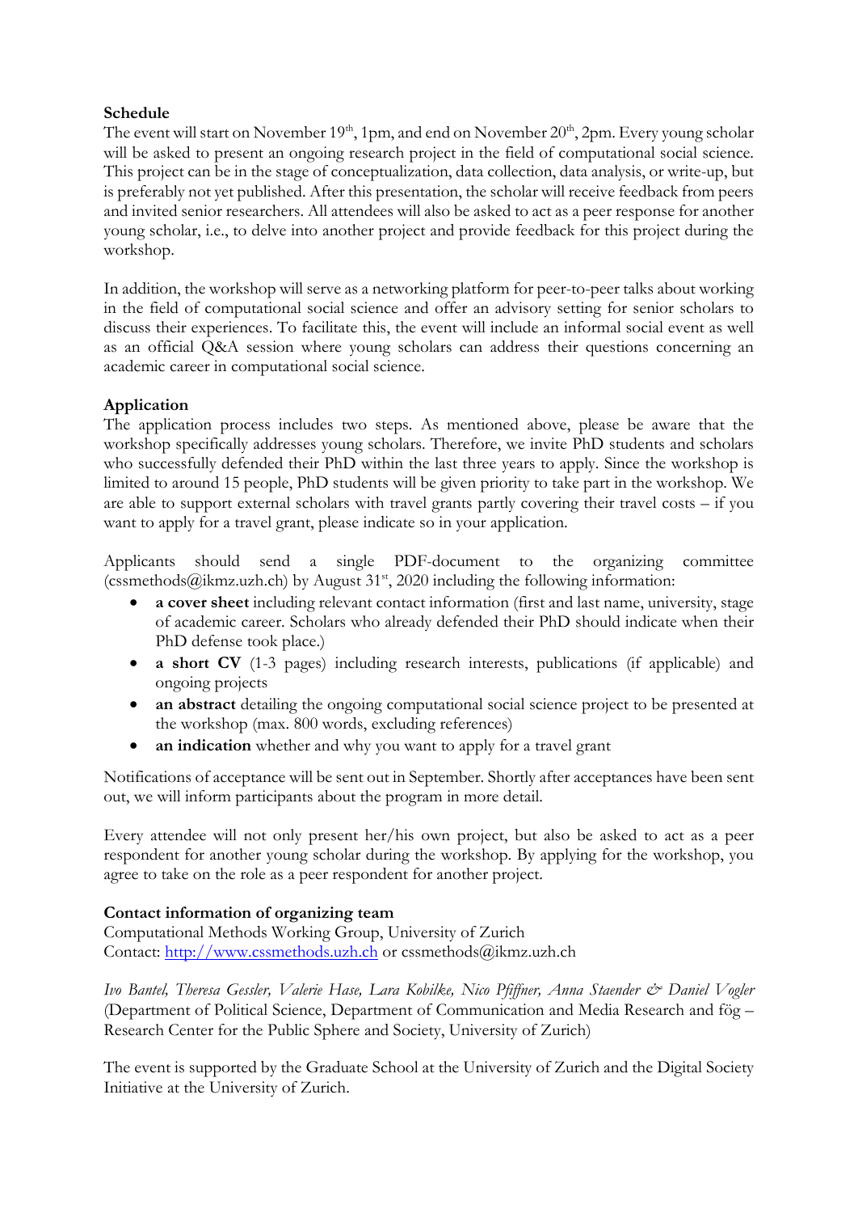**Schedule**

The event will start on November 19th, 1pm, and end on November 20th, 2pm. Every young scholar will be asked to present an ongoing research project in the field of computational social science. This project can be in the stage of conceptualization, data collection, data analysis, or write-up, but is preferably not yet published. After this presentation, the scholar will receive feedback from peers and invited senior researchers. All attendees will also be asked to act as a peer response for another young scholar, i.e., to delve into another project and provide feedback for this project during the workshop.

In addition, the workshop will serve as a networking platform for peer-to-peer talks about working in the field of computational social science and offer an advisory setting for senior scholars to discuss their experiences. To facilitate this, the event will include an informal social event as well as an official Q&A session where young scholars can address their questions concerning an academic career in computational social science.

**Application**

The application process includes two steps. As mentioned above, please be aware that the workshop specifically addresses young scholars. Therefore, we invite PhD students and scholars who successfully defended their PhD within the last three years to apply. Since the workshop is limited to around 15 people, PhD students will be given priority to take part in the workshop. We are able to support external scholars with travel grants partly covering their travel costs – if you want to apply for a travel grant, please indicate so in your application.

Applicants should send a single PDF-document to the organizing committee (cssmethods@ikmz.uzh.ch) by August 31st, 2020 including the following information:

- **a cover sheet** including relevant contact information (first and last name, university, stage of academic career. Scholars who already defended their PhD should indicate when their PhD defense took place.)
- **a short CV** (1-3 pages) including research interests, publications (if applicable) and ongoing projects
- **an abstract** detailing the ongoing computational social science project to be presented at the workshop (max. 800 words, excluding references)
- **an indication** whether and why you want to apply for a travel grant

Notifications of acceptance will be sent out in September. Shortly after acceptances have been sent out, we will inform participants about the program in more detail.

Every attendee will not only present her/his own project, but also be asked to act as a peer respondent for another young scholar during the workshop. By applying for the workshop, you agree to take on the role as a peer respondent for another project.

**Contact information of organizing team**

Computational Methods Working Group, University of Zurich
Contact: http://www.cssmethods.uzh.ch or cssmethods@ikmz.uzh.ch

*Ivo Bantel, Theresa Gessler, Valerie Hase, Lara Kobilke, Nico Pfiffner, Anna Staender & Daniel Vogler* (Department of Political Science, Department of Communication and Media Research and fög – Research Center for the Public Sphere and Society, University of Zurich)

The event is supported by the Graduate School at the University of Zurich and the Digital Society Initiative at the University of Zurich.